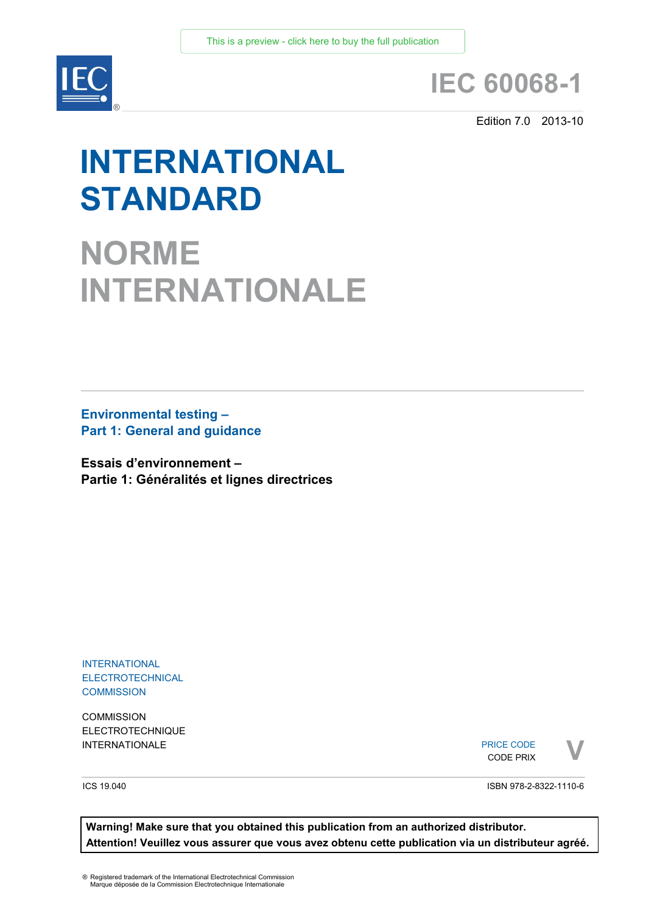This is a preview - click here to buy the full publication

IEC®

# IEC 60068-1

Edition 7.0 2013-10

# INTERNATIONAL STANDARD

# NORME INTERNATIONALE

## Environmental testing –
## Part 1: General and guidance

## Essais d'environnement –
## Partie 1: Généralités et lignes directrices

INTERNATIONAL
ELECTROTECHNICAL
COMMISSION

COMMISSION
ELECTROTECHNIQUE
INTERNATIONALE

PRICE CODE
CODE PRIX **V**

ICS 19.040

ISBN 978-2-8322-1110-6

**Warning! Make sure that you obtained this publication from an authorized distributor.**
**Attention! Veuillez vous assurer que vous avez obtenu cette publication via un distributeur agréé.**

® Registered trademark of the International Electrotechnical Commission
Marque déposée de la Commission Electrotechnique Internationale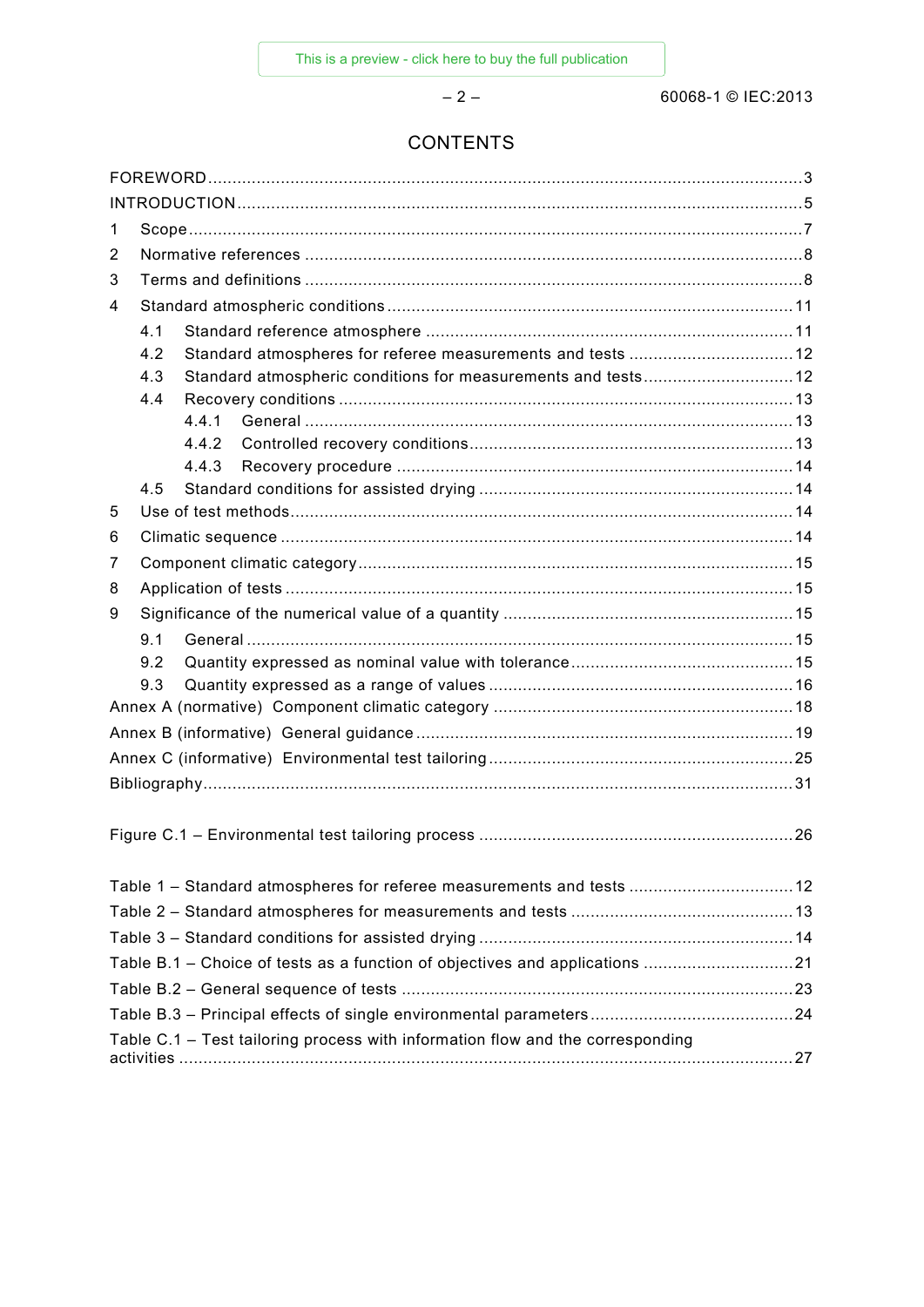# CONTENTS

FOREWORD ........................................................................................................................... 3
INTRODUCTION ..................................................................................................................... 5
1 Scope ................................................................................................................................ 7
2 Normative references ........................................................................................................ 8
3 Terms and definitions ........................................................................................................ 8
4 Standard atmospheric conditions ..................................................................................... 11
 4.1 Standard reference atmosphere ................................................................................ 11
 4.2 Standard atmospheres for referee measurements and tests ...................................... 12
 4.3 Standard atmospheric conditions for measurements and tests ................................... 12
 4.4 Recovery conditions .................................................................................................. 13
  4.4.1 General ............................................................................................................. 13
  4.4.2 Controlled recovery conditions ........................................................................... 13
  4.4.3 Recovery procedure ........................................................................................... 14
 4.5 Standard conditions for assisted drying ..................................................................... 14
5 Use of test methods .......................................................................................................... 14
6 Climatic sequence ............................................................................................................ 14
7 Component climatic category ............................................................................................ 15
8 Application of tests ........................................................................................................... 15
9 Significance of the numerical value of a quantity .............................................................. 15
 9.1 General ...................................................................................................................... 15
 9.2 Quantity expressed as nominal value with tolerance .................................................. 15
 9.3 Quantity expressed as a range of values ................................................................... 16
Annex A (normative) Component climatic category ............................................................ 18
Annex B (informative) General guidance ............................................................................ 19
Annex C (informative) Environmental test tailoring .............................................................. 25
Bibliography ........................................................................................................................ 31

Figure C.1 – Environmental test tailoring process ................................................................ 26

Table 1 – Standard atmospheres for referee measurements and tests ................................. 12
Table 2 – Standard atmospheres for measurements and tests ............................................. 13
Table 3 – Standard conditions for assisted drying ................................................................ 14
Table B.1 – Choice of tests as a function of objectives and applications .............................. 21
Table B.2 – General sequence of tests ................................................................................ 23
Table B.3 – Principal effects of single environmental parameters ......................................... 24
Table C.1 – Test tailoring process with information flow and the corresponding activities ............................................................................................................................ 27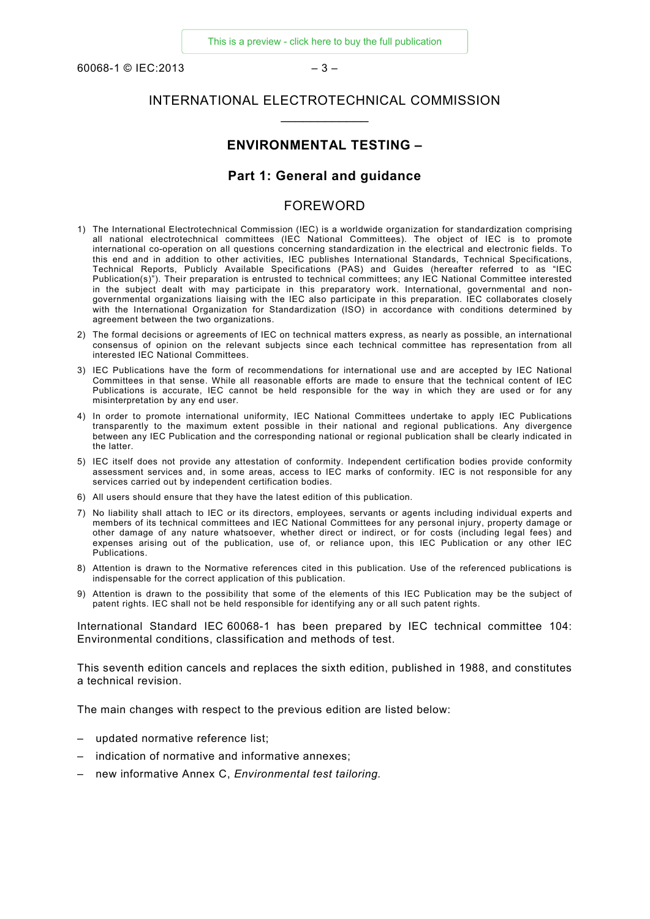# INTERNATIONAL ELECTROTECHNICAL COMMISSION

## ENVIRONMENTAL TESTING –

## Part 1: General and guidance

## FOREWORD

1) The International Electrotechnical Commission (IEC) is a worldwide organization for standardization comprising all national electrotechnical committees (IEC National Committees). The object of IEC is to promote international co-operation on all questions concerning standardization in the electrical and electronic fields. To this end and in addition to other activities, IEC publishes International Standards, Technical Specifications, Technical Reports, Publicly Available Specifications (PAS) and Guides (hereafter referred to as "IEC Publication(s)"). Their preparation is entrusted to technical committees; any IEC National Committee interested in the subject dealt with may participate in this preparatory work. International, governmental and non-governmental organizations liaising with the IEC also participate in this preparation. IEC collaborates closely with the International Organization for Standardization (ISO) in accordance with conditions determined by agreement between the two organizations.
2) The formal decisions or agreements of IEC on technical matters express, as nearly as possible, an international consensus of opinion on the relevant subjects since each technical committee has representation from all interested IEC National Committees.
3) IEC Publications have the form of recommendations for international use and are accepted by IEC National Committees in that sense. While all reasonable efforts are made to ensure that the technical content of IEC Publications is accurate, IEC cannot be held responsible for the way in which they are used or for any misinterpretation by any end user.
4) In order to promote international uniformity, IEC National Committees undertake to apply IEC Publications transparently to the maximum extent possible in their national and regional publications. Any divergence between any IEC Publication and the corresponding national or regional publication shall be clearly indicated in the latter.
5) IEC itself does not provide any attestation of conformity. Independent certification bodies provide conformity assessment services and, in some areas, access to IEC marks of conformity. IEC is not responsible for any services carried out by independent certification bodies.
6) All users should ensure that they have the latest edition of this publication.
7) No liability shall attach to IEC or its directors, employees, servants or agents including individual experts and members of its technical committees and IEC National Committees for any personal injury, property damage or other damage of any nature whatsoever, whether direct or indirect, or for costs (including legal fees) and expenses arising out of the publication, use of, or reliance upon, this IEC Publication or any other IEC Publications.
8) Attention is drawn to the Normative references cited in this publication. Use of the referenced publications is indispensable for the correct application of this publication.
9) Attention is drawn to the possibility that some of the elements of this IEC Publication may be the subject of patent rights. IEC shall not be held responsible for identifying any or all such patent rights.

International Standard IEC 60068-1 has been prepared by IEC technical committee 104: Environmental conditions, classification and methods of test.

This seventh edition cancels and replaces the sixth edition, published in 1988, and constitutes a technical revision.

The main changes with respect to the previous edition are listed below:

– updated normative reference list;
– indication of normative and informative annexes;
– new informative Annex C, *Environmental test tailoring*.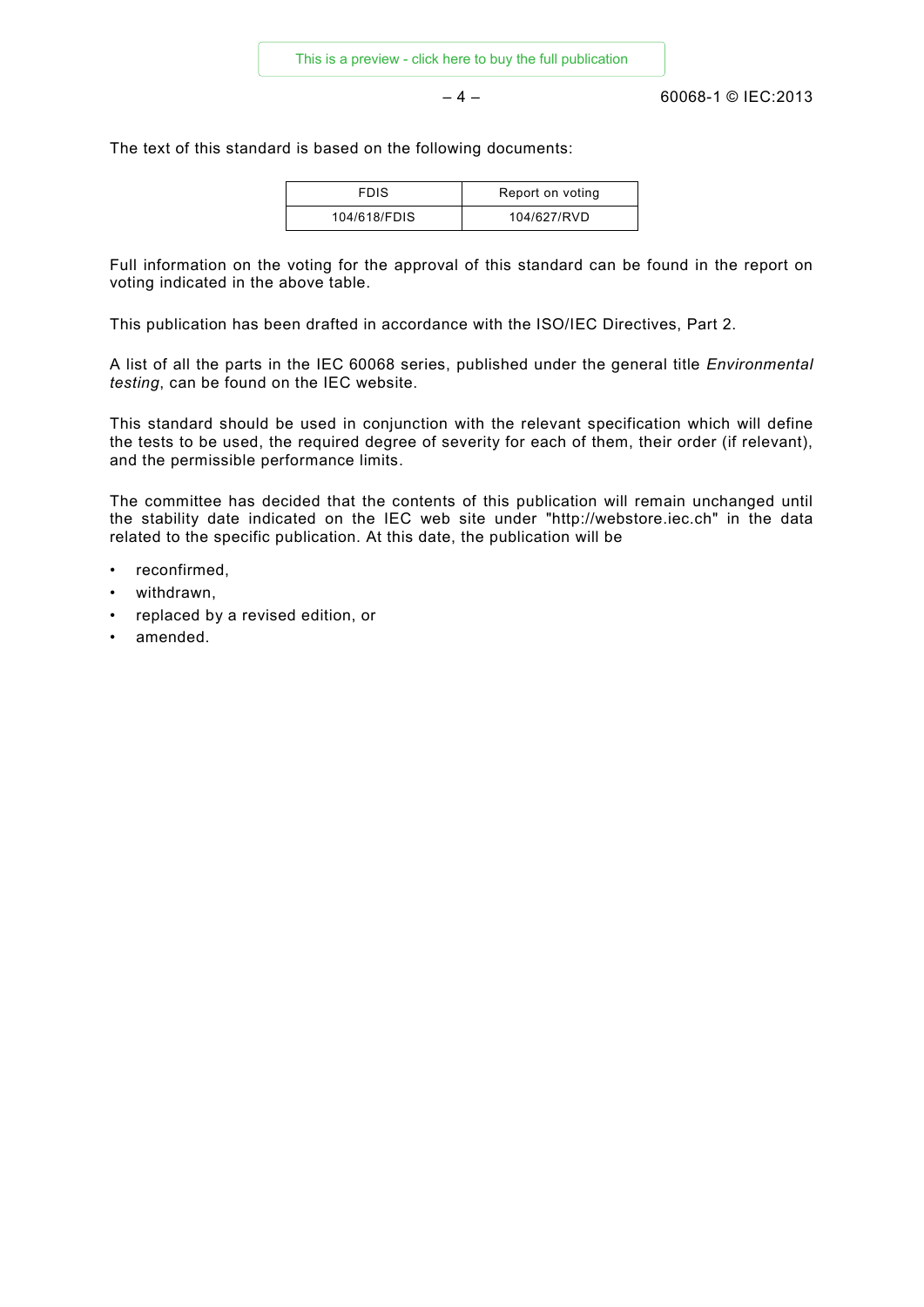The text of this standard is based on the following documents:

| FDIS | Report on voting |
|---|---|
| 104/618/FDIS | 104/627/RVD |

Full information on the voting for the approval of this standard can be found in the report on voting indicated in the above table.

This publication has been drafted in accordance with the ISO/IEC Directives, Part 2.

A list of all the parts in the IEC 60068 series, published under the general title *Environmental testing*, can be found on the IEC website.

This standard should be used in conjunction with the relevant specification which will define the tests to be used, the required degree of severity for each of them, their order (if relevant), and the permissible performance limits.

The committee has decided that the contents of this publication will remain unchanged until the stability date indicated on the IEC web site under "http://webstore.iec.ch" in the data related to the specific publication. At this date, the publication will be

- reconfirmed,
- withdrawn,
- replaced by a revised edition, or
- amended.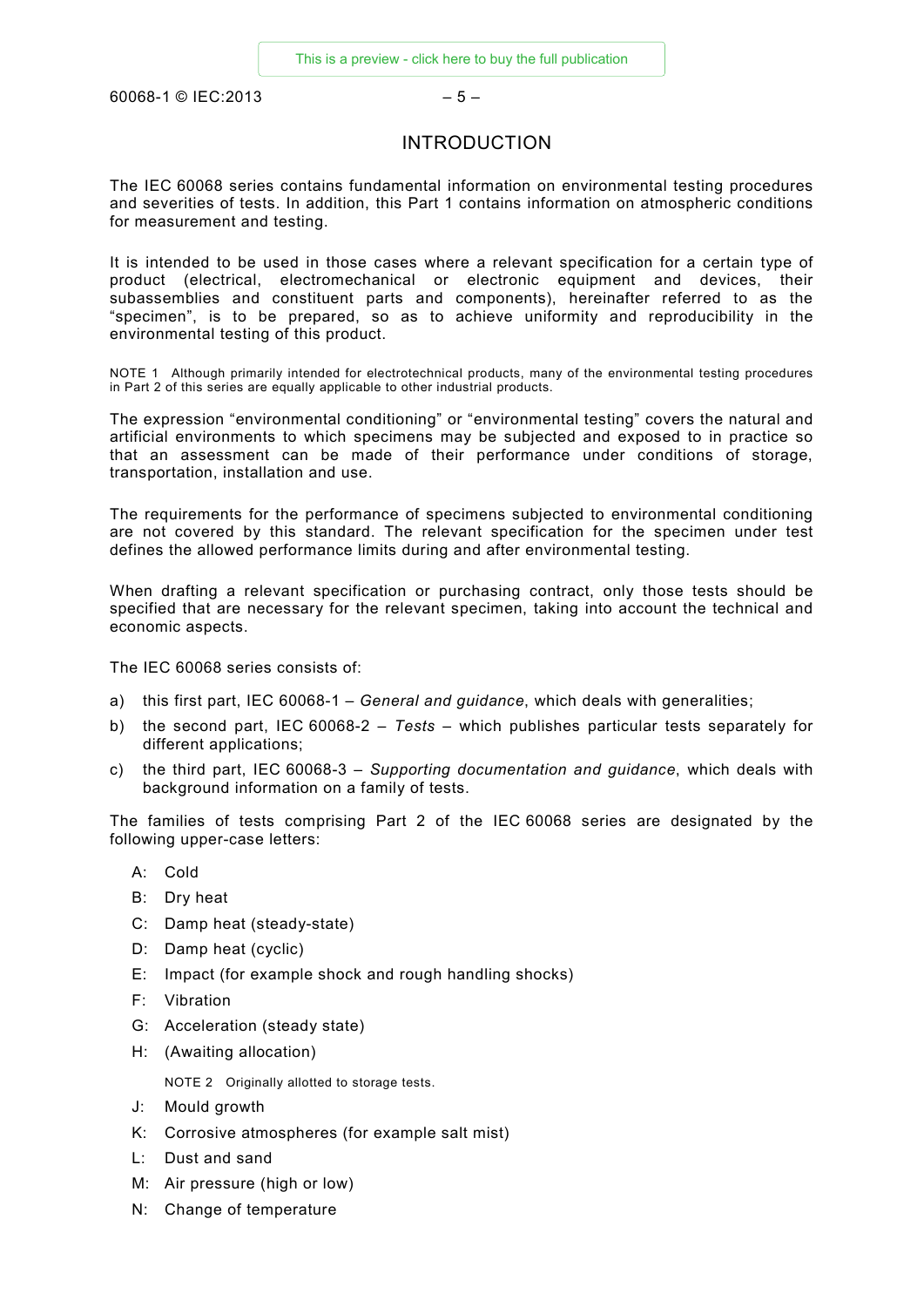# INTRODUCTION

The IEC 60068 series contains fundamental information on environmental testing procedures and severities of tests. In addition, this Part 1 contains information on atmospheric conditions for measurement and testing.

It is intended to be used in those cases where a relevant specification for a certain type of product (electrical, electromechanical or electronic equipment and devices, their subassemblies and constituent parts and components), hereinafter referred to as the "specimen", is to be prepared, so as to achieve uniformity and reproducibility in the environmental testing of this product.

NOTE 1 Although primarily intended for electrotechnical products, many of the environmental testing procedures in Part 2 of this series are equally applicable to other industrial products.

The expression "environmental conditioning" or "environmental testing" covers the natural and artificial environments to which specimens may be subjected and exposed to in practice so that an assessment can be made of their performance under conditions of storage, transportation, installation and use.

The requirements for the performance of specimens subjected to environmental conditioning are not covered by this standard. The relevant specification for the specimen under test defines the allowed performance limits during and after environmental testing.

When drafting a relevant specification or purchasing contract, only those tests should be specified that are necessary for the relevant specimen, taking into account the technical and economic aspects.

The IEC 60068 series consists of:

a) this first part, IEC 60068-1 – *General and guidance*, which deals with generalities;
b) the second part, IEC 60068-2 – *Tests* – which publishes particular tests separately for different applications;
c) the third part, IEC 60068-3 – *Supporting documentation and guidance*, which deals with background information on a family of tests.

The families of tests comprising Part 2 of the IEC 60068 series are designated by the following upper-case letters:

- A: Cold
- B: Dry heat
- C: Damp heat (steady-state)
- D: Damp heat (cyclic)
- E: Impact (for example shock and rough handling shocks)
- F: Vibration
- G: Acceleration (steady state)
- H: (Awaiting allocation)

  NOTE 2 Originally allotted to storage tests.

- J: Mould growth
- K: Corrosive atmospheres (for example salt mist)
- L: Dust and sand
- M: Air pressure (high or low)
- N: Change of temperature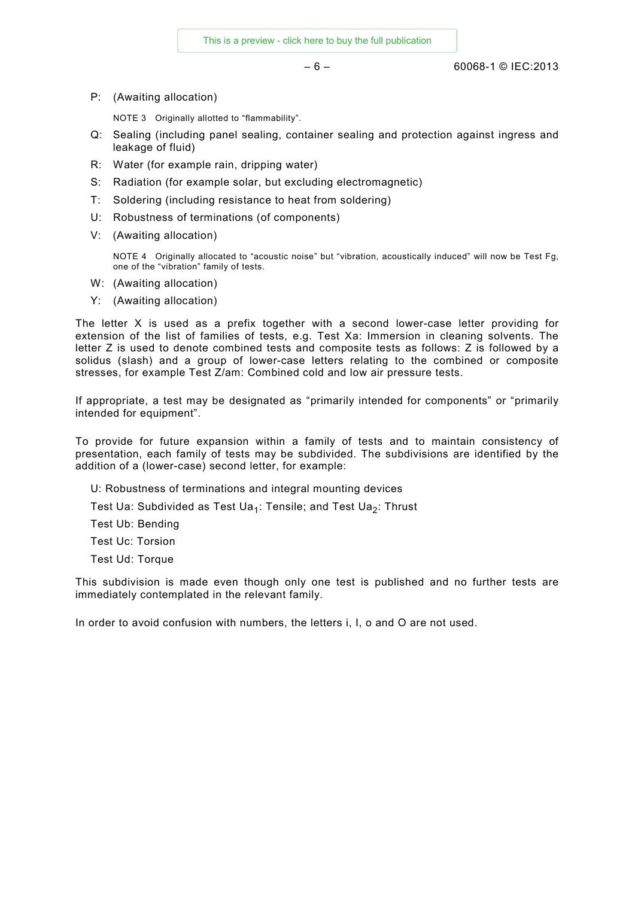P: (Awaiting allocation)

NOTE 3 Originally allotted to “flammability”.

Q: Sealing (including panel sealing, container sealing and protection against ingress and leakage of fluid)

R: Water (for example rain, dripping water)

S: Radiation (for example solar, but excluding electromagnetic)

T: Soldering (including resistance to heat from soldering)

U: Robustness of terminations (of components)

V: (Awaiting allocation)

NOTE 4 Originally allocated to “acoustic noise” but “vibration, acoustically induced” will now be Test Fg, one of the “vibration” family of tests.

W: (Awaiting allocation)

Y: (Awaiting allocation)

The letter X is used as a prefix together with a second lower-case letter providing for extension of the list of families of tests, e.g. Test Xa: Immersion in cleaning solvents. The letter Z is used to denote combined tests and composite tests as follows: Z is followed by a solidus (slash) and a group of lower-case letters relating to the combined or composite stresses, for example Test Z/am: Combined cold and low air pressure tests.

If appropriate, a test may be designated as “primarily intended for components” or “primarily intended for equipment”.

To provide for future expansion within a family of tests and to maintain consistency of presentation, each family of tests may be subdivided. The subdivisions are identified by the addition of a (lower-case) second letter, for example:

U: Robustness of terminations and integral mounting devices

Test Ua: Subdivided as Test $Ua_1$: Tensile; and Test $Ua_2$: Thrust

Test Ub: Bending

Test Uc: Torsion

Test Ud: Torque

This subdivision is made even though only one test is published and no further tests are immediately contemplated in the relevant family.

In order to avoid confusion with numbers, the letters i, I, o and O are not used.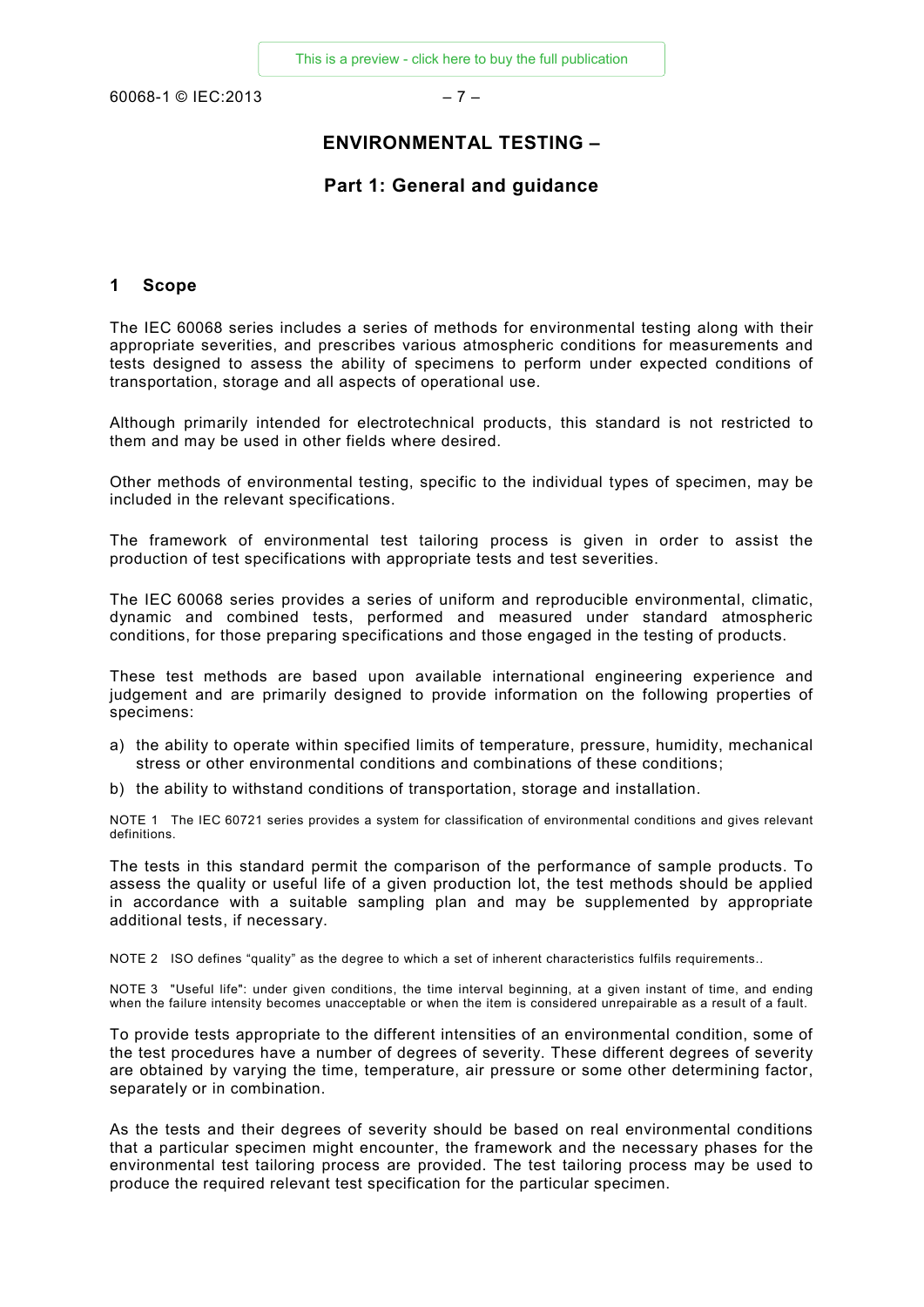# ENVIRONMENTAL TESTING –

## Part 1: General and guidance

## 1 Scope

The IEC 60068 series includes a series of methods for environmental testing along with their appropriate severities, and prescribes various atmospheric conditions for measurements and tests designed to assess the ability of specimens to perform under expected conditions of transportation, storage and all aspects of operational use.

Although primarily intended for electrotechnical products, this standard is not restricted to them and may be used in other fields where desired.

Other methods of environmental testing, specific to the individual types of specimen, may be included in the relevant specifications.

The framework of environmental test tailoring process is given in order to assist the production of test specifications with appropriate tests and test severities.

The IEC 60068 series provides a series of uniform and reproducible environmental, climatic, dynamic and combined tests, performed and measured under standard atmospheric conditions, for those preparing specifications and those engaged in the testing of products.

These test methods are based upon available international engineering experience and judgement and are primarily designed to provide information on the following properties of specimens:

a) the ability to operate within specified limits of temperature, pressure, humidity, mechanical stress or other environmental conditions and combinations of these conditions;
b) the ability to withstand conditions of transportation, storage and installation.

NOTE 1 The IEC 60721 series provides a system for classification of environmental conditions and gives relevant definitions.

The tests in this standard permit the comparison of the performance of sample products. To assess the quality or useful life of a given production lot, the test methods should be applied in accordance with a suitable sampling plan and may be supplemented by appropriate additional tests, if necessary.

NOTE 2 ISO defines "quality" as the degree to which a set of inherent characteristics fulfils requirements..

NOTE 3 "Useful life": under given conditions, the time interval beginning, at a given instant of time, and ending when the failure intensity becomes unacceptable or when the item is considered unrepairable as a result of a fault.

To provide tests appropriate to the different intensities of an environmental condition, some of the test procedures have a number of degrees of severity. These different degrees of severity are obtained by varying the time, temperature, air pressure or some other determining factor, separately or in combination.

As the tests and their degrees of severity should be based on real environmental conditions that a particular specimen might encounter, the framework and the necessary phases for the environmental test tailoring process are provided. The test tailoring process may be used to produce the required relevant test specification for the particular specimen.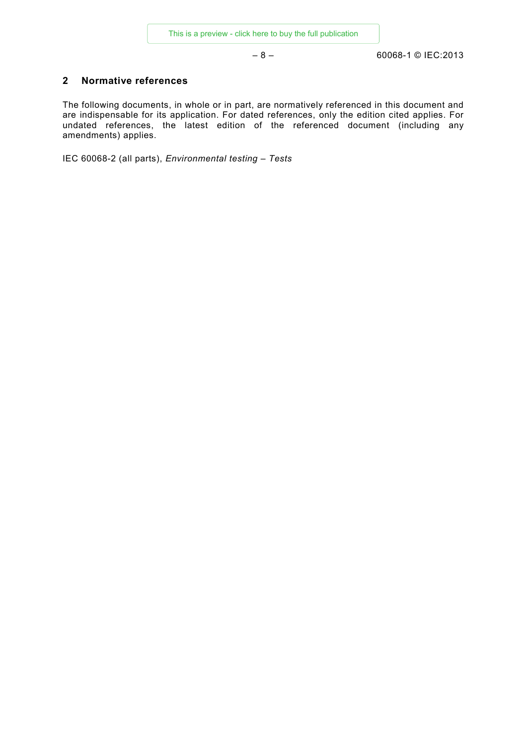## 2 Normative references

The following documents, in whole or in part, are normatively referenced in this document and are indispensable for its application. For dated references, only the edition cited applies. For undated references, the latest edition of the referenced document (including any amendments) applies.

IEC 60068-2 (all parts), *Environmental testing – Tests*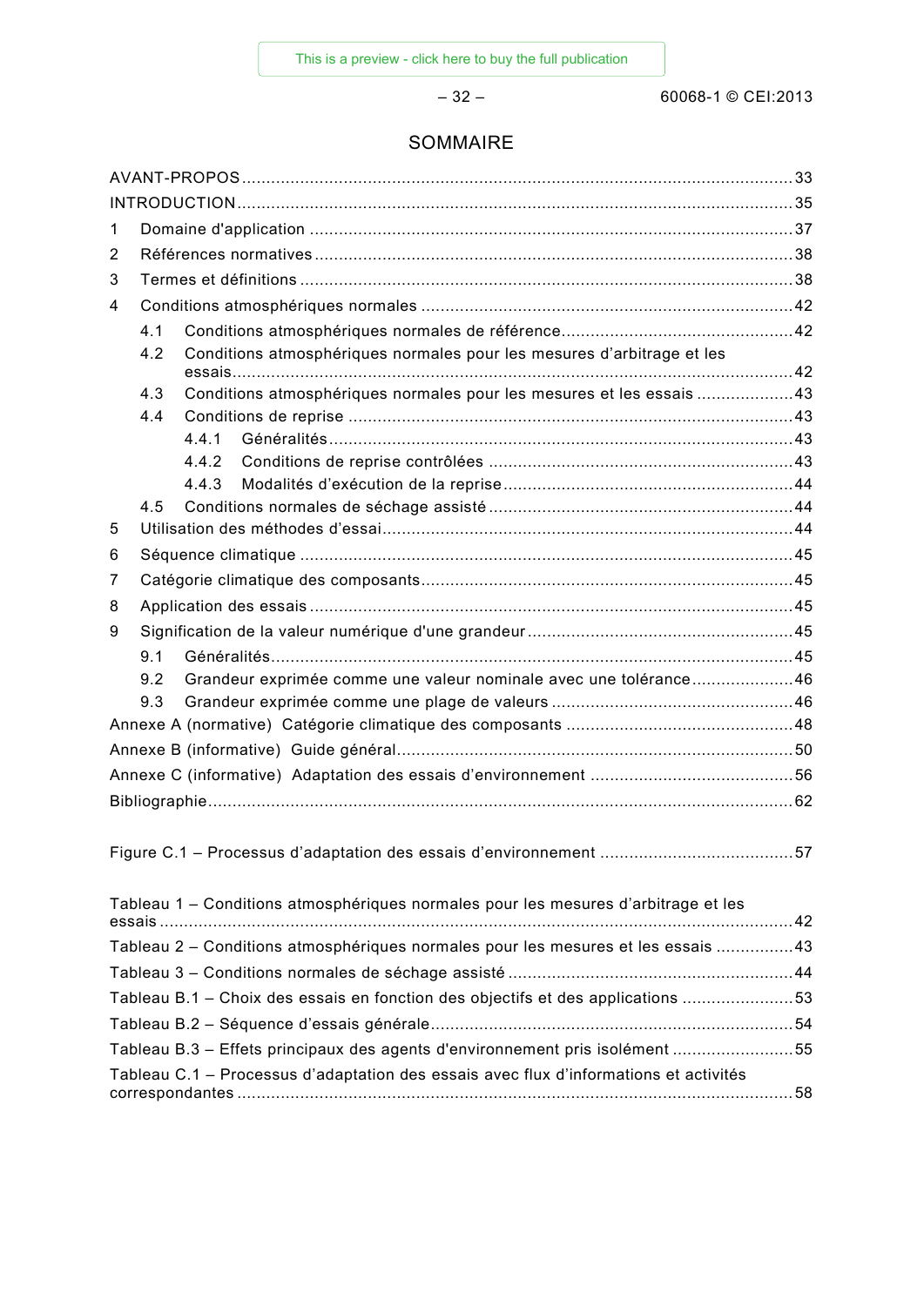# SOMMAIRE

AVANT-PROPOS .......... 33

INTRODUCTION .......... 35

1 Domaine d'application .......... 37

2 Références normatives .......... 38

3 Termes et définitions .......... 38

4 Conditions atmosphériques normales .......... 42

- 4.1 Conditions atmosphériques normales de référence .......... 42
- 4.2 Conditions atmosphériques normales pour les mesures d'arbitrage et les essais .......... 42
- 4.3 Conditions atmosphériques normales pour les mesures et les essais .......... 43
- 4.4 Conditions de reprise .......... 43
  - 4.4.1 Généralités .......... 43
  - 4.4.2 Conditions de reprise contrôlées .......... 43
  - 4.4.3 Modalités d'exécution de la reprise .......... 44
- 4.5 Conditions normales de séchage assisté .......... 44

5 Utilisation des méthodes d'essai .......... 44

6 Séquence climatique .......... 45

7 Catégorie climatique des composants .......... 45

8 Application des essais .......... 45

9 Signification de la valeur numérique d'une grandeur .......... 45

- 9.1 Généralités .......... 45
- 9.2 Grandeur exprimée comme une valeur nominale avec une tolérance .......... 46
- 9.3 Grandeur exprimée comme une plage de valeurs .......... 46

Annexe A (normative) Catégorie climatique des composants .......... 48

Annexe B (informative) Guide général .......... 50

Annexe C (informative) Adaptation des essais d'environnement .......... 56

Bibliographie .......... 62

Figure C.1 – Processus d'adaptation des essais d'environnement .......... 57

Tableau 1 – Conditions atmosphériques normales pour les mesures d'arbitrage et les essais .......... 42

Tableau 2 – Conditions atmosphériques normales pour les mesures et les essais .......... 43

Tableau 3 – Conditions normales de séchage assisté .......... 44

Tableau B.1 – Choix des essais en fonction des objectifs et des applications .......... 53

Tableau B.2 – Séquence d'essais générale .......... 54

Tableau B.3 – Effets principaux des agents d'environnement pris isolément .......... 55

Tableau C.1 – Processus d'adaptation des essais avec flux d'informations et activités correspondantes .......... 58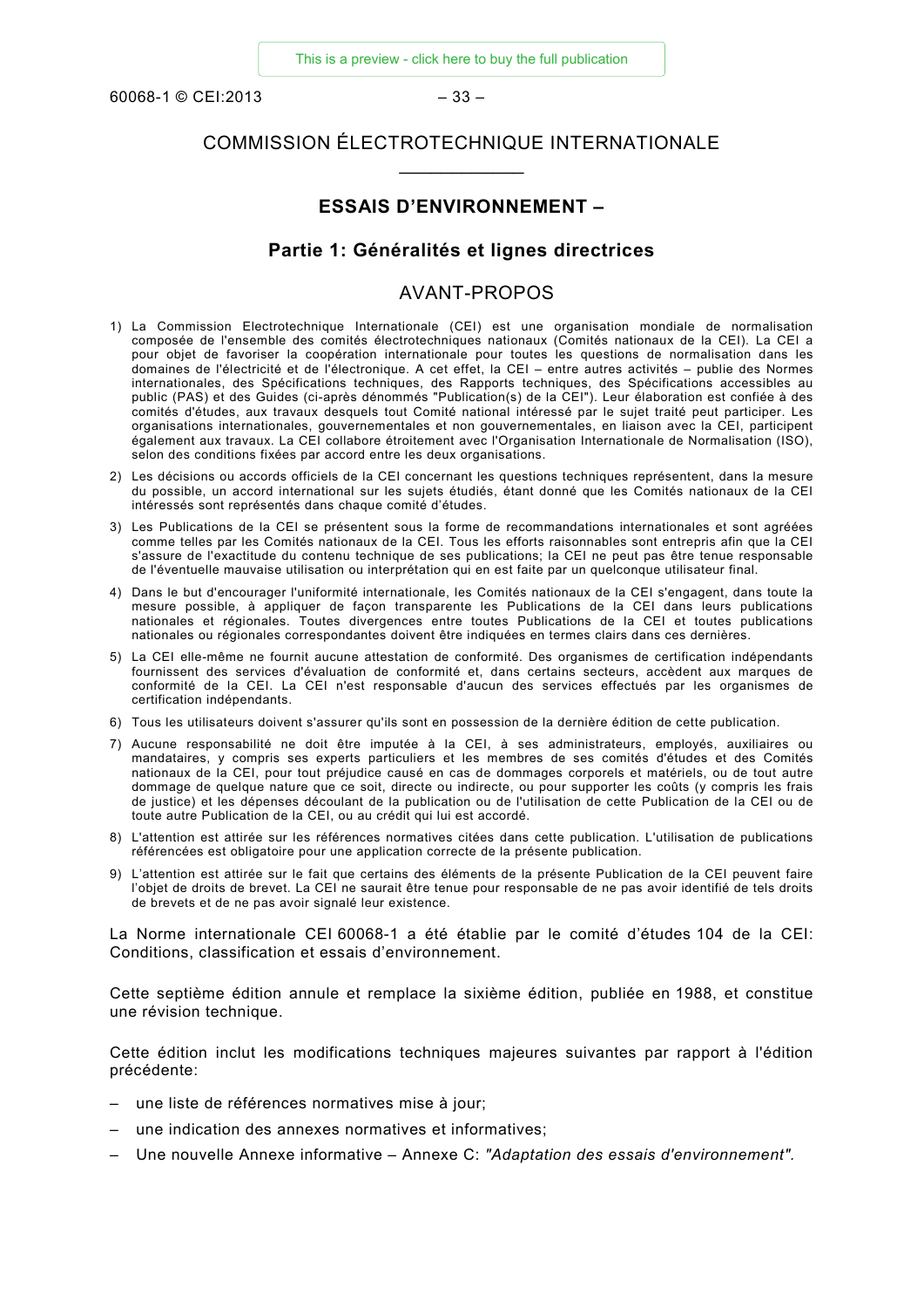# COMMISSION ÉLECTROTECHNIQUE INTERNATIONALE

## ESSAIS D’ENVIRONNEMENT –

## Partie 1: Généralités et lignes directrices

## AVANT-PROPOS

1) La Commission Electrotechnique Internationale (CEI) est une organisation mondiale de normalisation composée de l'ensemble des comités électrotechniques nationaux (Comités nationaux de la CEI). La CEI a pour objet de favoriser la coopération internationale pour toutes les questions de normalisation dans les domaines de l'électricité et de l'électronique. A cet effet, la CEI – entre autres activités – publie des Normes internationales, des Spécifications techniques, des Rapports techniques, des Spécifications accessibles au public (PAS) et des Guides (ci-après dénommés "Publication(s) de la CEI"). Leur élaboration est confiée à des comités d'études, aux travaux desquels tout Comité national intéressé par le sujet traité peut participer. Les organisations internationales, gouvernementales et non gouvernementales, en liaison avec la CEI, participent également aux travaux. La CEI collabore étroitement avec l'Organisation Internationale de Normalisation (ISO), selon des conditions fixées par accord entre les deux organisations.
2) Les décisions ou accords officiels de la CEI concernant les questions techniques représentent, dans la mesure du possible, un accord international sur les sujets étudiés, étant donné que les Comités nationaux de la CEI intéressés sont représentés dans chaque comité d’études.
3) Les Publications de la CEI se présentent sous la forme de recommandations internationales et sont agréées comme telles par les Comités nationaux de la CEI. Tous les efforts raisonnables sont entrepris afin que la CEI s'assure de l'exactitude du contenu technique de ses publications; la CEI ne peut pas être tenue responsable de l'éventuelle mauvaise utilisation ou interprétation qui en est faite par un quelconque utilisateur final.
4) Dans le but d'encourager l'uniformité internationale, les Comités nationaux de la CEI s'engagent, dans toute la mesure possible, à appliquer de façon transparente les Publications de la CEI dans leurs publications nationales et régionales. Toutes divergences entre toutes Publications de la CEI et toutes publications nationales ou régionales correspondantes doivent être indiquées en termes clairs dans ces dernières.
5) La CEI elle-même ne fournit aucune attestation de conformité. Des organismes de certification indépendants fournissent des services d'évaluation de conformité et, dans certains secteurs, accèdent aux marques de conformité de la CEI. La CEI n'est responsable d'aucun des services effectués par les organismes de certification indépendants.
6) Tous les utilisateurs doivent s'assurer qu'ils sont en possession de la dernière édition de cette publication.
7) Aucune responsabilité ne doit être imputée à la CEI, à ses administrateurs, employés, auxiliaires ou mandataires, y compris ses experts particuliers et les membres de ses comités d'études et des Comités nationaux de la CEI, pour tout préjudice causé en cas de dommages corporels et matériels, ou de tout autre dommage de quelque nature que ce soit, directe ou indirecte, ou pour supporter les coûts (y compris les frais de justice) et les dépenses découlant de la publication ou de l'utilisation de cette Publication de la CEI ou de toute autre Publication de la CEI, ou au crédit qui lui est accordé.
8) L'attention est attirée sur les références normatives citées dans cette publication. L'utilisation de publications référencées est obligatoire pour une application correcte de la présente publication.
9) L’attention est attirée sur le fait que certains des éléments de la présente Publication de la CEI peuvent faire l’objet de droits de brevet. La CEI ne saurait être tenue pour responsable de ne pas avoir identifié de tels droits de brevets et de ne pas avoir signalé leur existence.

La Norme internationale CEI 60068-1 a été établie par le comité d’études 104 de la CEI: Conditions, classification et essais d’environnement.

Cette septième édition annule et remplace la sixième édition, publiée en 1988, et constitue une révision technique.

Cette édition inclut les modifications techniques majeures suivantes par rapport à l'édition précédente:

– une liste de références normatives mise à jour;
– une indication des annexes normatives et informatives;
– Une nouvelle Annexe informative – Annexe C: *"Adaptation des essais d'environnement".*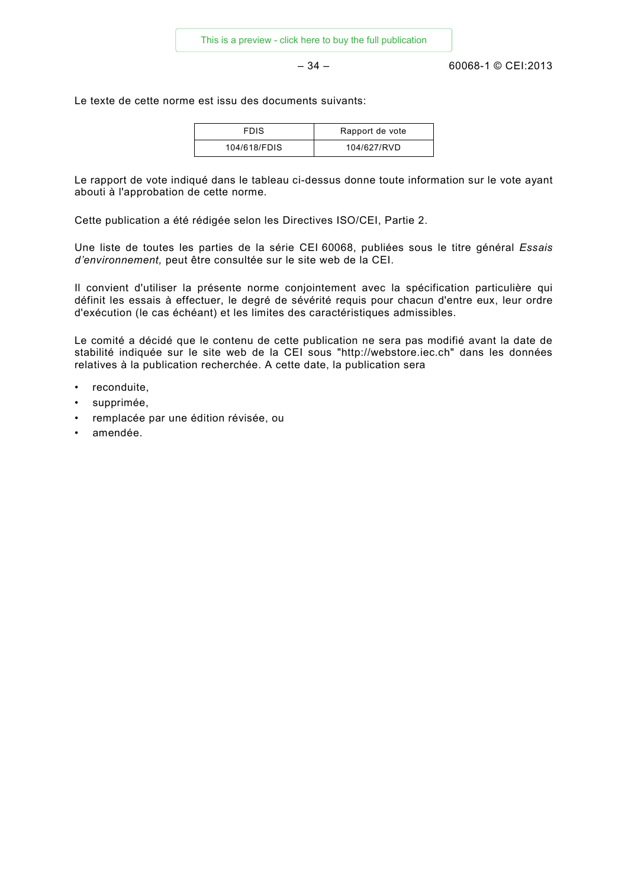Le texte de cette norme est issu des documents suivants:

| FDIS | Rapport de vote |
|---|---|
| 104/618/FDIS | 104/627/RVD |

Le rapport de vote indiqué dans le tableau ci-dessus donne toute information sur le vote ayant abouti à l'approbation de cette norme.

Cette publication a été rédigée selon les Directives ISO/CEI, Partie 2.

Une liste de toutes les parties de la série CEI 60068, publiées sous le titre général *Essais d'environnement,* peut être consultée sur le site web de la CEI.

Il convient d'utiliser la présente norme conjointement avec la spécification particulière qui définit les essais à effectuer, le degré de sévérité requis pour chacun d'entre eux, leur ordre d'exécution (le cas échéant) et les limites des caractéristiques admissibles.

Le comité a décidé que le contenu de cette publication ne sera pas modifié avant la date de stabilité indiquée sur le site web de la CEI sous "http://webstore.iec.ch" dans les données relatives à la publication recherchée. A cette date, la publication sera

- reconduite,
- supprimée,
- remplacée par une édition révisée, ou
- amendée.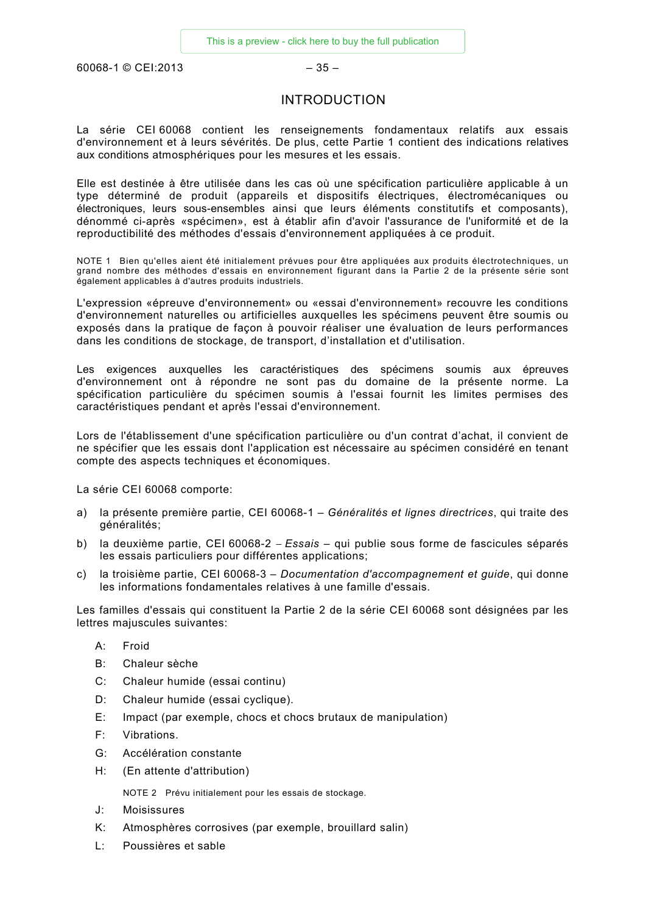# INTRODUCTION

La série CEI 60068 contient les renseignements fondamentaux relatifs aux essais d'environnement et à leurs sévérités. De plus, cette Partie 1 contient des indications relatives aux conditions atmosphériques pour les mesures et les essais.

Elle est destinée à être utilisée dans les cas où une spécification particulière applicable à un type déterminé de produit (appareils et dispositifs électriques, électromécaniques ou électroniques, leurs sous-ensembles ainsi que leurs éléments constitutifs et composants), dénommé ci-après «spécimen», est à établir afin d'avoir l'assurance de l'uniformité et de la reproductibilité des méthodes d'essais d'environnement appliquées à ce produit.

NOTE 1 Bien qu'elles aient été initialement prévues pour être appliquées aux produits électrotechniques, un grand nombre des méthodes d'essais en environnement figurant dans la Partie 2 de la présente série sont également applicables à d'autres produits industriels.

L'expression «épreuve d'environnement» ou «essai d'environnement» recouvre les conditions d'environnement naturelles ou artificielles auxquelles les spécimens peuvent être soumis ou exposés dans la pratique de façon à pouvoir réaliser une évaluation de leurs performances dans les conditions de stockage, de transport, d'installation et d'utilisation.

Les exigences auxquelles les caractéristiques des spécimens soumis aux épreuves d'environnement ont à répondre ne sont pas du domaine de la présente norme. La spécification particulière du spécimen soumis à l'essai fournit les limites permises des caractéristiques pendant et après l'essai d'environnement.

Lors de l'établissement d'une spécification particulière ou d'un contrat d'achat, il convient de ne spécifier que les essais dont l'application est nécessaire au spécimen considéré en tenant compte des aspects techniques et économiques.

La série CEI 60068 comporte:

a) la présente première partie, CEI 60068-1 – *Généralités et lignes directrices*, qui traite des généralités;
b) la deuxième partie, CEI 60068-2 – *Essais* – qui publie sous forme de fascicules séparés les essais particuliers pour différentes applications;
c) la troisième partie, CEI 60068-3 – *Documentation d'accompagnement et guide*, qui donne les informations fondamentales relatives à une famille d'essais.

Les familles d'essais qui constituent la Partie 2 de la série CEI 60068 sont désignées par les lettres majuscules suivantes:

- A: Froid
- B: Chaleur sèche
- C: Chaleur humide (essai continu)
- D: Chaleur humide (essai cyclique).
- E: Impact (par exemple, chocs et chocs brutaux de manipulation)
- F: Vibrations.
- G: Accélération constante
- H: (En attente d'attribution)

  NOTE 2 Prévu initialement pour les essais de stockage.

- J: Moisissures
- K: Atmosphères corrosives (par exemple, brouillard salin)
- L: Poussières et sable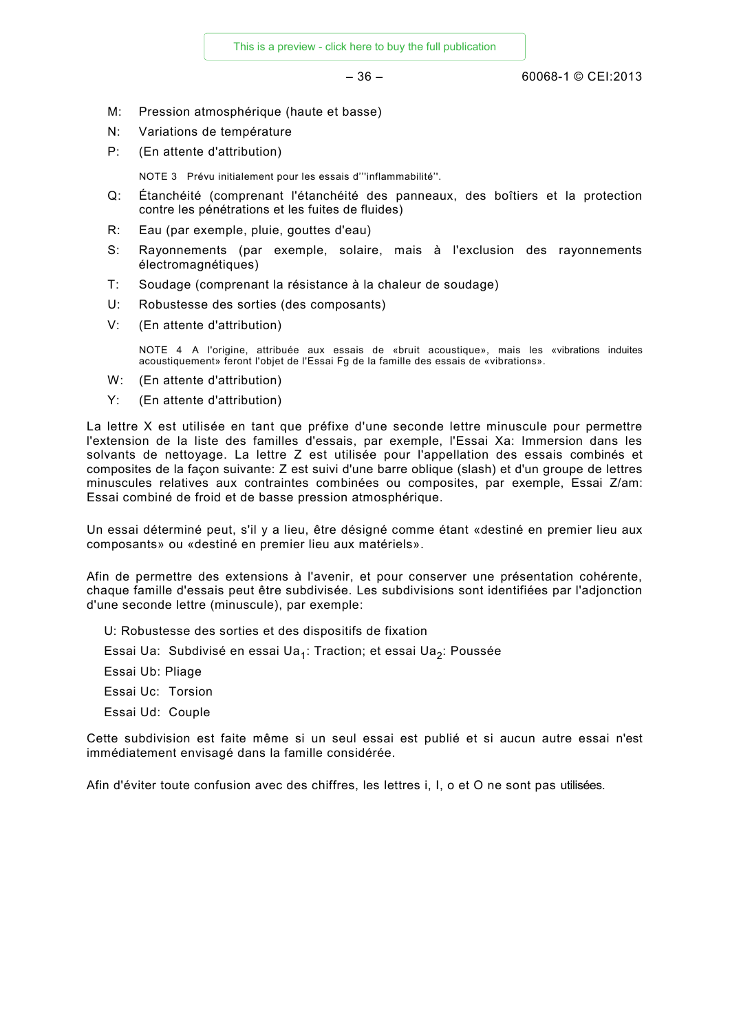M: Pression atmosphérique (haute et basse)

N: Variations de température

P: (En attente d'attribution)

NOTE 3 Prévu initialement pour les essais d'"inflammabilité".

Q: Étanchéité (comprenant l'étanchéité des panneaux, des boîtiers et la protection contre les pénétrations et les fuites de fluides)

R: Eau (par exemple, pluie, gouttes d'eau)

S: Rayonnements (par exemple, solaire, mais à l'exclusion des rayonnements électromagnétiques)

T: Soudage (comprenant la résistance à la chaleur de soudage)

U: Robustesse des sorties (des composants)

V: (En attente d'attribution)

NOTE 4 A l'origine, attribuée aux essais de «bruit acoustique», mais les «vibrations induites acoustiquement» feront l'objet de l'Essai Fg de la famille des essais de «vibrations».

W: (En attente d'attribution)

Y: (En attente d'attribution)

La lettre X est utilisée en tant que préfixe d'une seconde lettre minuscule pour permettre l'extension de la liste des familles d'essais, par exemple, l'Essai Xa: Immersion dans les solvants de nettoyage. La lettre Z est utilisée pour l'appellation des essais combinés et composites de la façon suivante: Z est suivi d'une barre oblique (slash) et d'un groupe de lettres minuscules relatives aux contraintes combinées ou composites, par exemple, Essai Z/am: Essai combiné de froid et de basse pression atmosphérique.

Un essai déterminé peut, s'il y a lieu, être désigné comme étant «destiné en premier lieu aux composants» ou «destiné en premier lieu aux matériels».

Afin de permettre des extensions à l'avenir, et pour conserver une présentation cohérente, chaque famille d'essais peut être subdivisée. Les subdivisions sont identifiées par l'adjonction d'une seconde lettre (minuscule), par exemple:

U: Robustesse des sorties et des dispositifs de fixation

Essai Ua: Subdivisé en essai $Ua_1$: Traction; et essai $Ua_2$: Poussée

Essai Ub: Pliage

Essai Uc: Torsion

Essai Ud: Couple

Cette subdivision est faite même si un seul essai est publié et si aucun autre essai n'est immédiatement envisagé dans la famille considérée.

Afin d'éviter toute confusion avec des chiffres, les lettres i, I, o et O ne sont pas utilisées.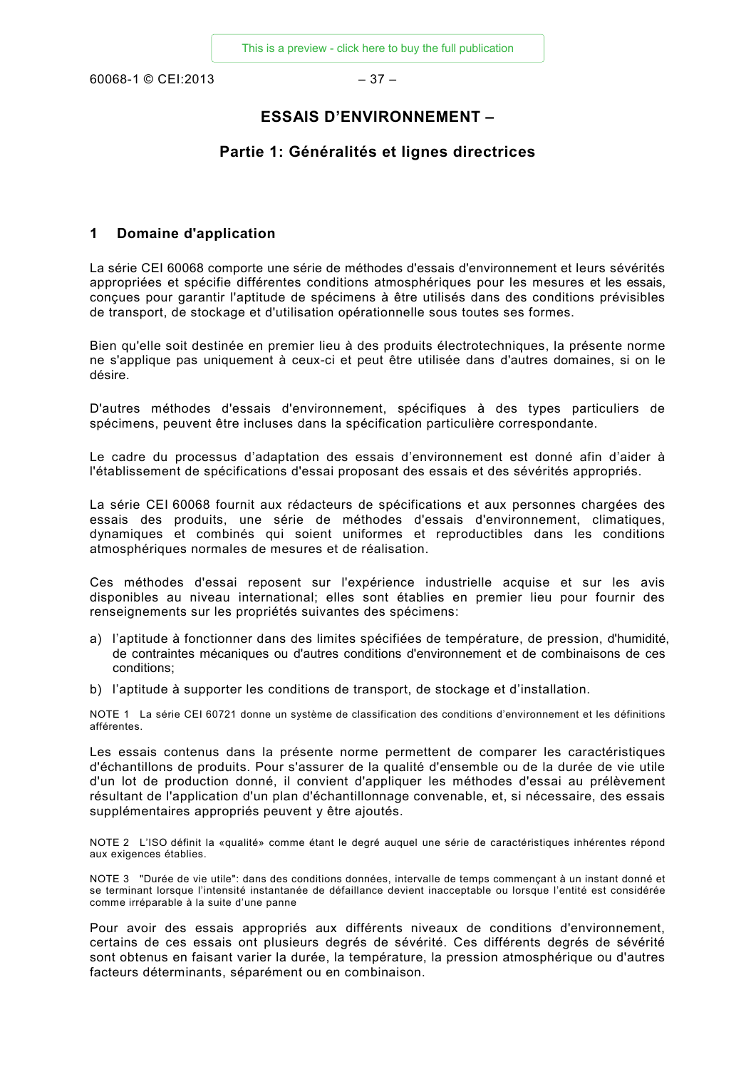# ESSAIS D'ENVIRONNEMENT –

## Partie 1: Généralités et lignes directrices

## 1 Domaine d'application

La série CEI 60068 comporte une série de méthodes d'essais d'environnement et leurs sévérités appropriées et spécifie différentes conditions atmosphériques pour les mesures et les essais, conçues pour garantir l'aptitude de spécimens à être utilisés dans des conditions prévisibles de transport, de stockage et d'utilisation opérationnelle sous toutes ses formes.

Bien qu'elle soit destinée en premier lieu à des produits électrotechniques, la présente norme ne s'applique pas uniquement à ceux-ci et peut être utilisée dans d'autres domaines, si on le désire.

D'autres méthodes d'essais d'environnement, spécifiques à des types particuliers de spécimens, peuvent être incluses dans la spécification particulière correspondante.

Le cadre du processus d'adaptation des essais d'environnement est donné afin d'aider à l'établissement de spécifications d'essai proposant des essais et des sévérités appropriés.

La série CEI 60068 fournit aux rédacteurs de spécifications et aux personnes chargées des essais des produits, une série de méthodes d'essais d'environnement, climatiques, dynamiques et combinés qui soient uniformes et reproductibles dans les conditions atmosphériques normales de mesures et de réalisation.

Ces méthodes d'essai reposent sur l'expérience industrielle acquise et sur les avis disponibles au niveau international; elles sont établies en premier lieu pour fournir des renseignements sur les propriétés suivantes des spécimens:

a) l'aptitude à fonctionner dans des limites spécifiées de température, de pression, d'humidité, de contraintes mécaniques ou d'autres conditions d'environnement et de combinaisons de ces conditions;

b) l'aptitude à supporter les conditions de transport, de stockage et d'installation.

NOTE 1 La série CEI 60721 donne un système de classification des conditions d'environnement et les définitions afférentes.

Les essais contenus dans la présente norme permettent de comparer les caractéristiques d'échantillons de produits. Pour s'assurer de la qualité d'ensemble ou de la durée de vie utile d'un lot de production donné, il convient d'appliquer les méthodes d'essai au prélèvement résultant de l'application d'un plan d'échantillonnage convenable, et, si nécessaire, des essais supplémentaires appropriés peuvent y être ajoutés.

NOTE 2 L'ISO définit la «qualité» comme étant le degré auquel une série de caractéristiques inhérentes répond aux exigences établies.

NOTE 3 "Durée de vie utile": dans des conditions données, intervalle de temps commençant à un instant donné et se terminant lorsque l'intensité instantanée de défaillance devient inacceptable ou lorsque l'entité est considérée comme irréparable à la suite d'une panne

Pour avoir des essais appropriés aux différents niveaux de conditions d'environnement, certains de ces essais ont plusieurs degrés de sévérité. Ces différents degrés de sévérité sont obtenus en faisant varier la durée, la température, la pression atmosphérique ou d'autres facteurs déterminants, séparément ou en combinaison.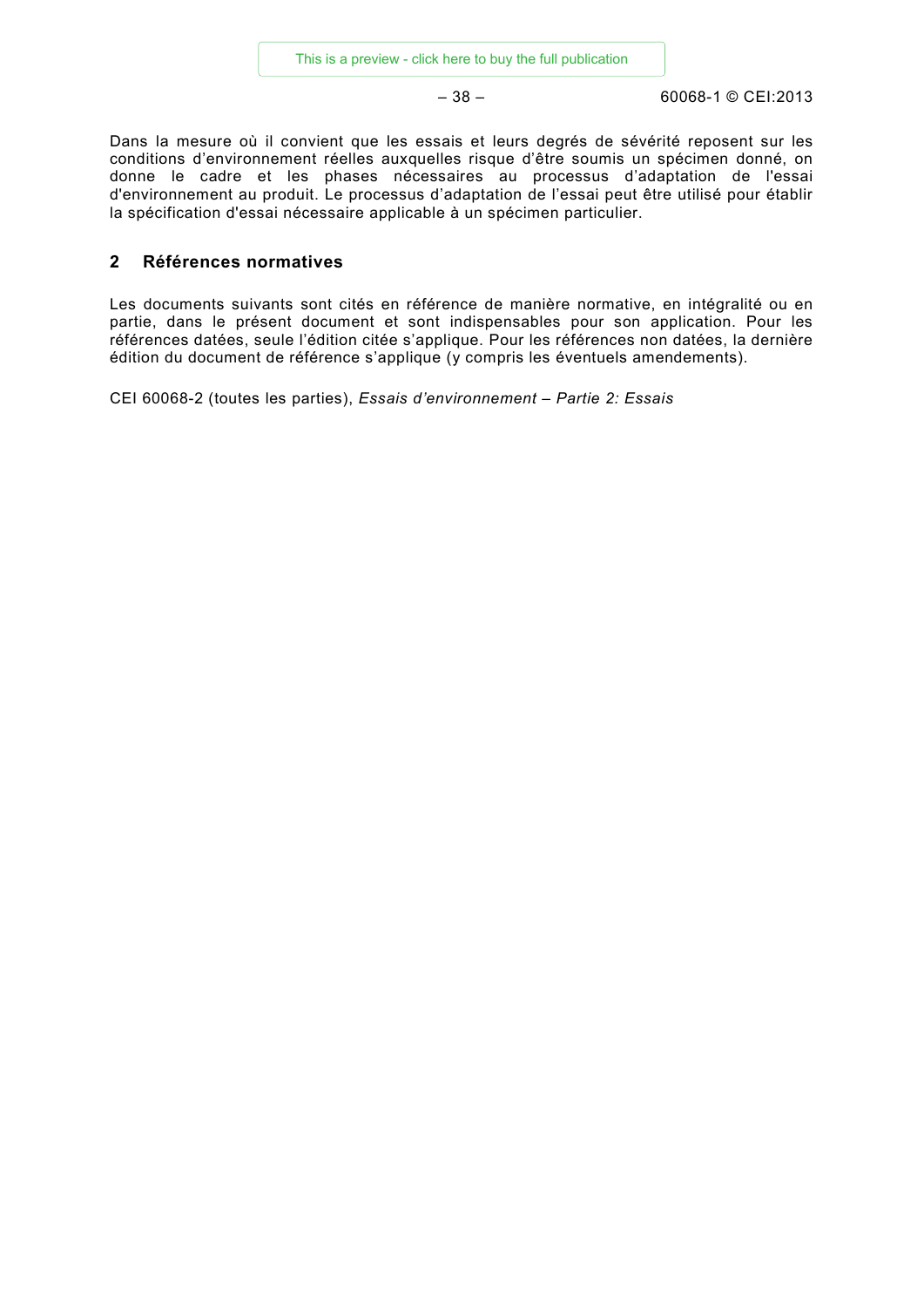Dans la mesure où il convient que les essais et leurs degrés de sévérité reposent sur les conditions d'environnement réelles auxquelles risque d'être soumis un spécimen donné, on donne le cadre et les phases nécessaires au processus d'adaptation de l'essai d'environnement au produit. Le processus d'adaptation de l'essai peut être utilisé pour établir la spécification d'essai nécessaire applicable à un spécimen particulier.

## 2 Références normatives

Les documents suivants sont cités en référence de manière normative, en intégralité ou en partie, dans le présent document et sont indispensables pour son application. Pour les références datées, seule l'édition citée s'applique. Pour les références non datées, la dernière édition du document de référence s'applique (y compris les éventuels amendements).

CEI 60068-2 (toutes les parties), *Essais d'environnement – Partie 2: Essais*